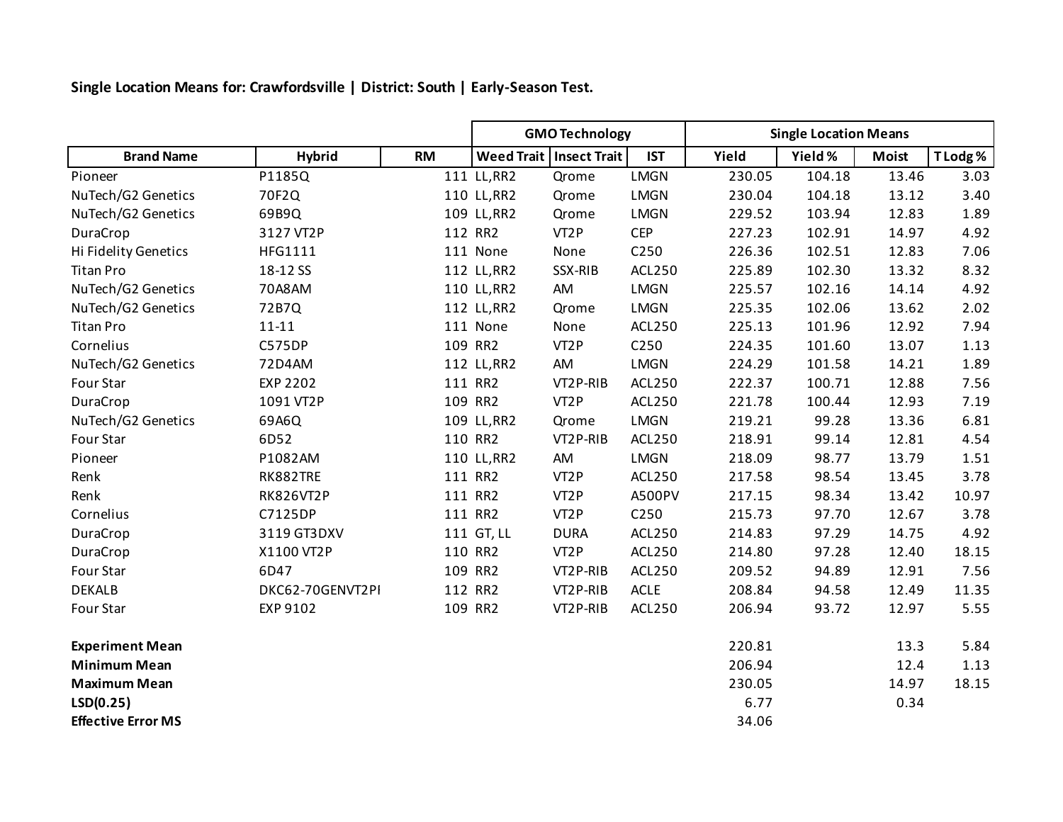**Single Location Means for: Crawfordsville | District: South | Early-Season Test.**

| | | | GMO Technology | | | Single Location Means | | | |
|---|---|---|---|---|---|---|---|---|---|
| **Brand Name** | **Hybrid** | **RM** | **Weed Trait** | **Insect Trait** | **IST** | **Yield** | **Yield %** | **Moist** | **T Lodg %** |
| Pioneer | P1185Q | 111 | LL,RR2 | Qrome | LMGN | 230.05 | 104.18 | 13.46 | 3.03 |
| NuTech/G2 Genetics | 70F2Q | 110 | LL,RR2 | Qrome | LMGN | 230.04 | 104.18 | 13.12 | 3.40 |
| NuTech/G2 Genetics | 69B9Q | 109 | LL,RR2 | Qrome | LMGN | 229.52 | 103.94 | 12.83 | 1.89 |
| DuraCrop | 3127 VT2P | 112 | RR2 | VT2P | CEP | 227.23 | 102.91 | 14.97 | 4.92 |
| Hi Fidelity Genetics | HFG1111 | 111 | None | None | C250 | 226.36 | 102.51 | 12.83 | 7.06 |
| Titan Pro | 18-12 SS | 112 | LL,RR2 | SSX-RIB | ACL250 | 225.89 | 102.30 | 13.32 | 8.32 |
| NuTech/G2 Genetics | 70A8AM | 110 | LL,RR2 | AM | LMGN | 225.57 | 102.16 | 14.14 | 4.92 |
| NuTech/G2 Genetics | 72B7Q | 112 | LL,RR2 | Qrome | LMGN | 225.35 | 102.06 | 13.62 | 2.02 |
| Titan Pro | 11-11 | 111 | None | None | ACL250 | 225.13 | 101.96 | 12.92 | 7.94 |
| Cornelius | C575DP | 109 | RR2 | VT2P | C250 | 224.35 | 101.60 | 13.07 | 1.13 |
| NuTech/G2 Genetics | 72D4AM | 112 | LL,RR2 | AM | LMGN | 224.29 | 101.58 | 14.21 | 1.89 |
| Four Star | EXP 2202 | 111 | RR2 | VT2P-RIB | ACL250 | 222.37 | 100.71 | 12.88 | 7.56 |
| DuraCrop | 1091 VT2P | 109 | RR2 | VT2P | ACL250 | 221.78 | 100.44 | 12.93 | 7.19 |
| NuTech/G2 Genetics | 69A6Q | 109 | LL,RR2 | Qrome | LMGN | 219.21 | 99.28 | 13.36 | 6.81 |
| Four Star | 6D52 | 110 | RR2 | VT2P-RIB | ACL250 | 218.91 | 99.14 | 12.81 | 4.54 |
| Pioneer | P1082AM | 110 | LL,RR2 | AM | LMGN | 218.09 | 98.77 | 13.79 | 1.51 |
| Renk | RK882TRE | 111 | RR2 | VT2P | ACL250 | 217.58 | 98.54 | 13.45 | 3.78 |
| Renk | RK826VT2P | 111 | RR2 | VT2P | A500PV | 217.15 | 98.34 | 13.42 | 10.97 |
| Cornelius | C7125DP | 111 | RR2 | VT2P | C250 | 215.73 | 97.70 | 12.67 | 3.78 |
| DuraCrop | 3119 GT3DXV | 111 | GT, LL | DURA | ACL250 | 214.83 | 97.29 | 14.75 | 4.92 |
| DuraCrop | X1100 VT2P | 110 | RR2 | VT2P | ACL250 | 214.80 | 97.28 | 12.40 | 18.15 |
| Four Star | 6D47 | 109 | RR2 | VT2P-RIB | ACL250 | 209.52 | 94.89 | 12.91 | 7.56 |
| DEKALB | DKC62-70GENVT2PI | 112 | RR2 | VT2P-RIB | ACLE | 208.84 | 94.58 | 12.49 | 11.35 |
| Four Star | EXP 9102 | 109 | RR2 | VT2P-RIB | ACL250 | 206.94 | 93.72 | 12.97 | 5.55 |
| | | | | | | | | | |
| **Experiment Mean** | | | | | | 220.81 | | 13.3 | 5.84 |
| **Minimum Mean** | | | | | | 206.94 | | 12.4 | 1.13 |
| **Maximum Mean** | | | | | | 230.05 | | 14.97 | 18.15 |
| **LSD(0.25)** | | | | | | 6.77 | | 0.34 | |
| **Effective Error MS** | | | | | | 34.06 | | | |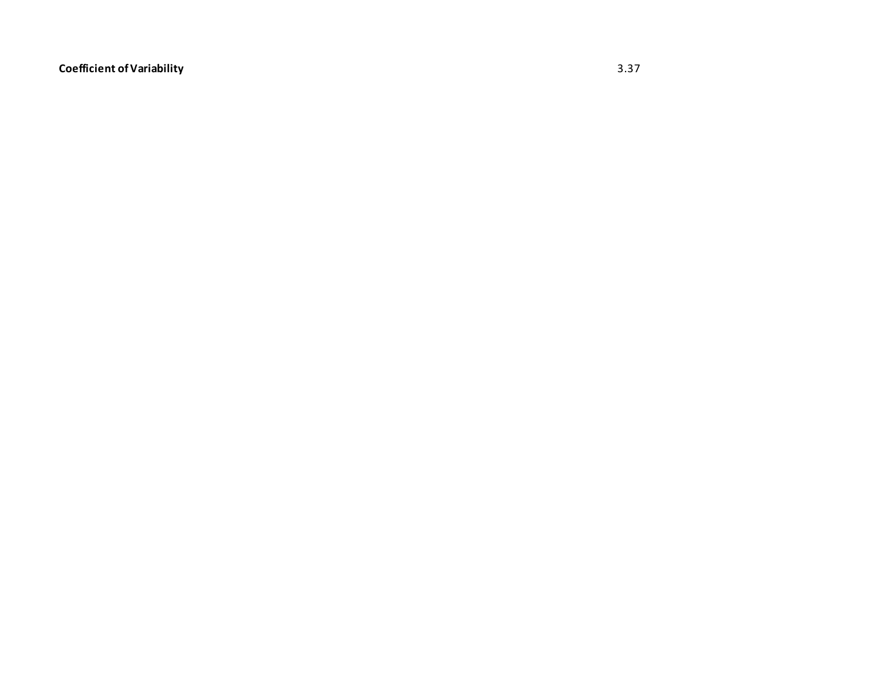| | |
|---|---|
| **Coefficient of Variability** | 3.37 |